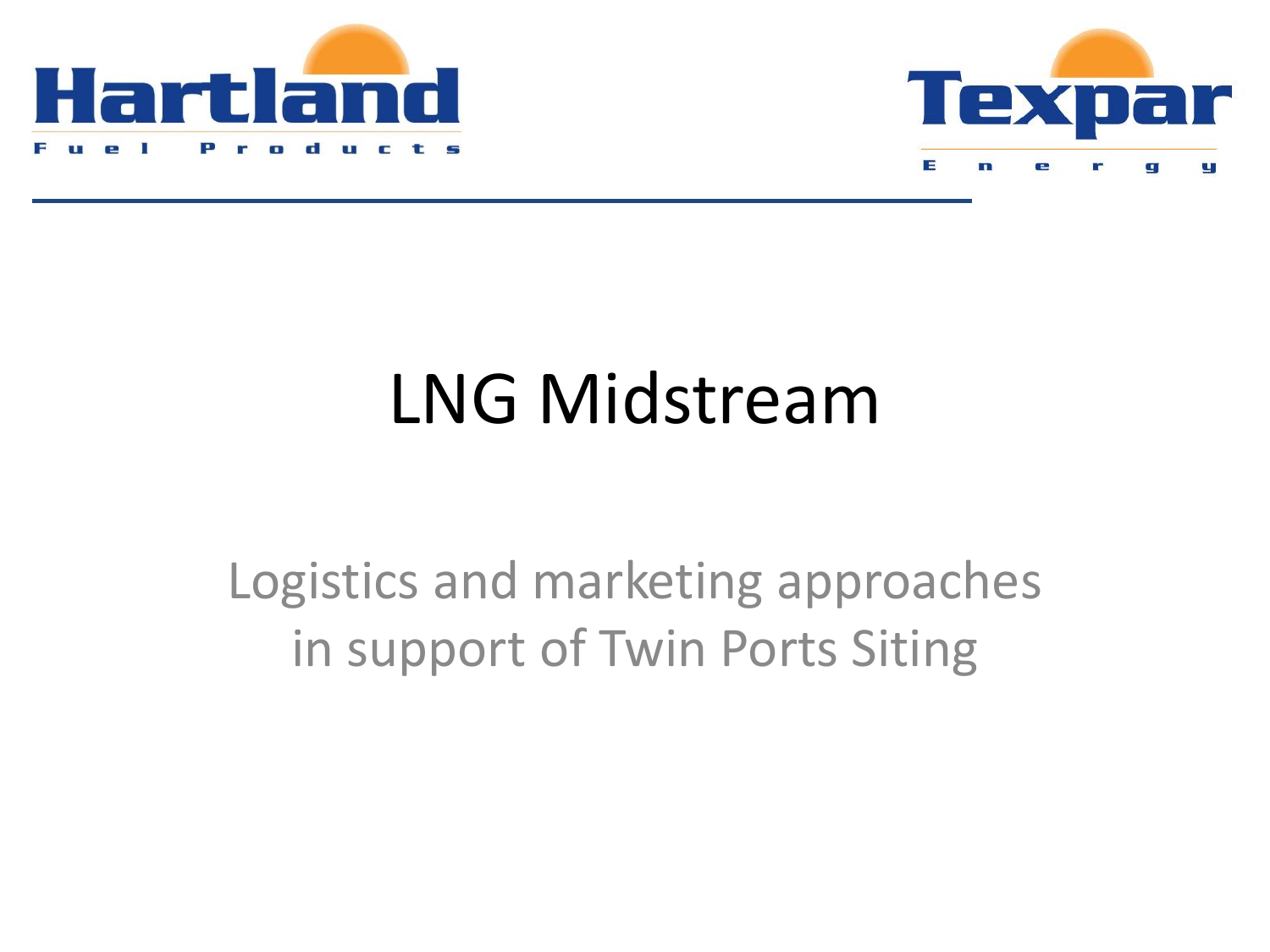Hartland Fuel Products

Texpar Energy

# LNG Midstream

Logistics and marketing approaches in support of Twin Ports Siting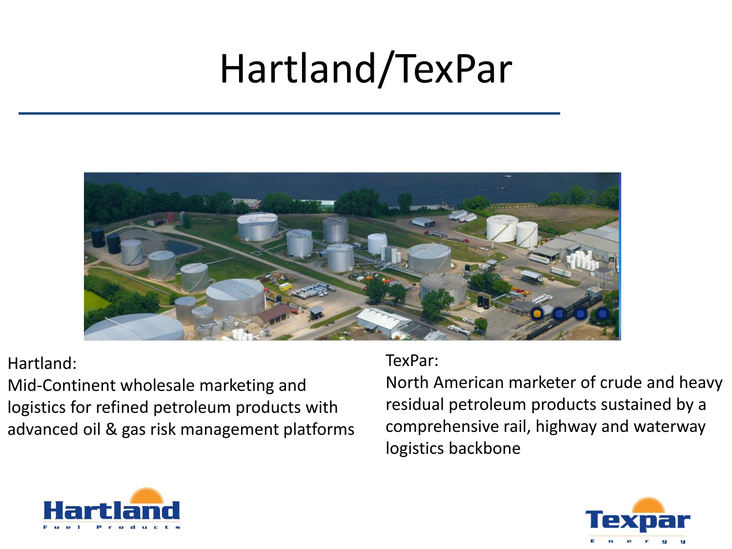# Hartland/TexPar

Hartland:
Mid-Continent wholesale marketing and logistics for refined petroleum products with advanced oil & gas risk management platforms

TexPar:
North American marketer of crude and heavy residual petroleum products sustained by a comprehensive rail, highway and waterway logistics backbone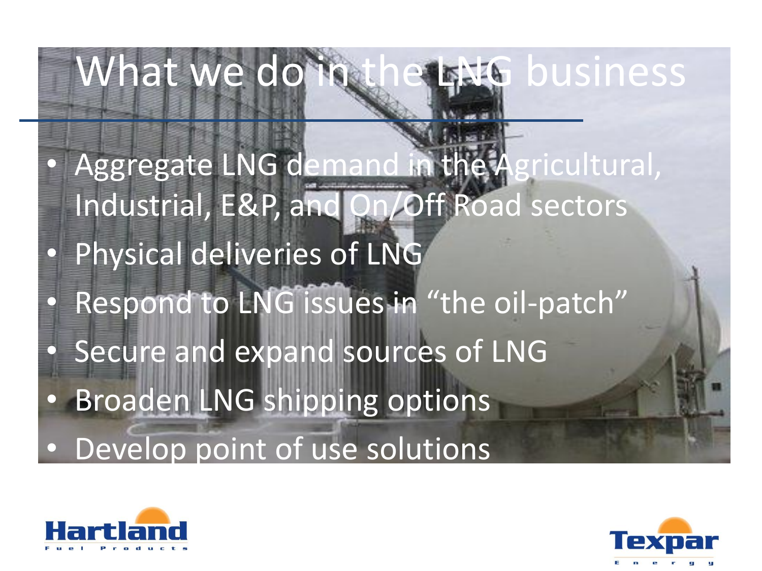# What we do in the LNG business

- Aggregate LNG demand in the Agricultural, Industrial, E&P, and On/Off Road sectors
- Physical deliveries of LNG
- Respond to LNG issues in "the oil-patch"
- Secure and expand sources of LNG
- Broaden LNG shipping options
- Develop point of use solutions

Hartland Fuel Products

Texpar Energy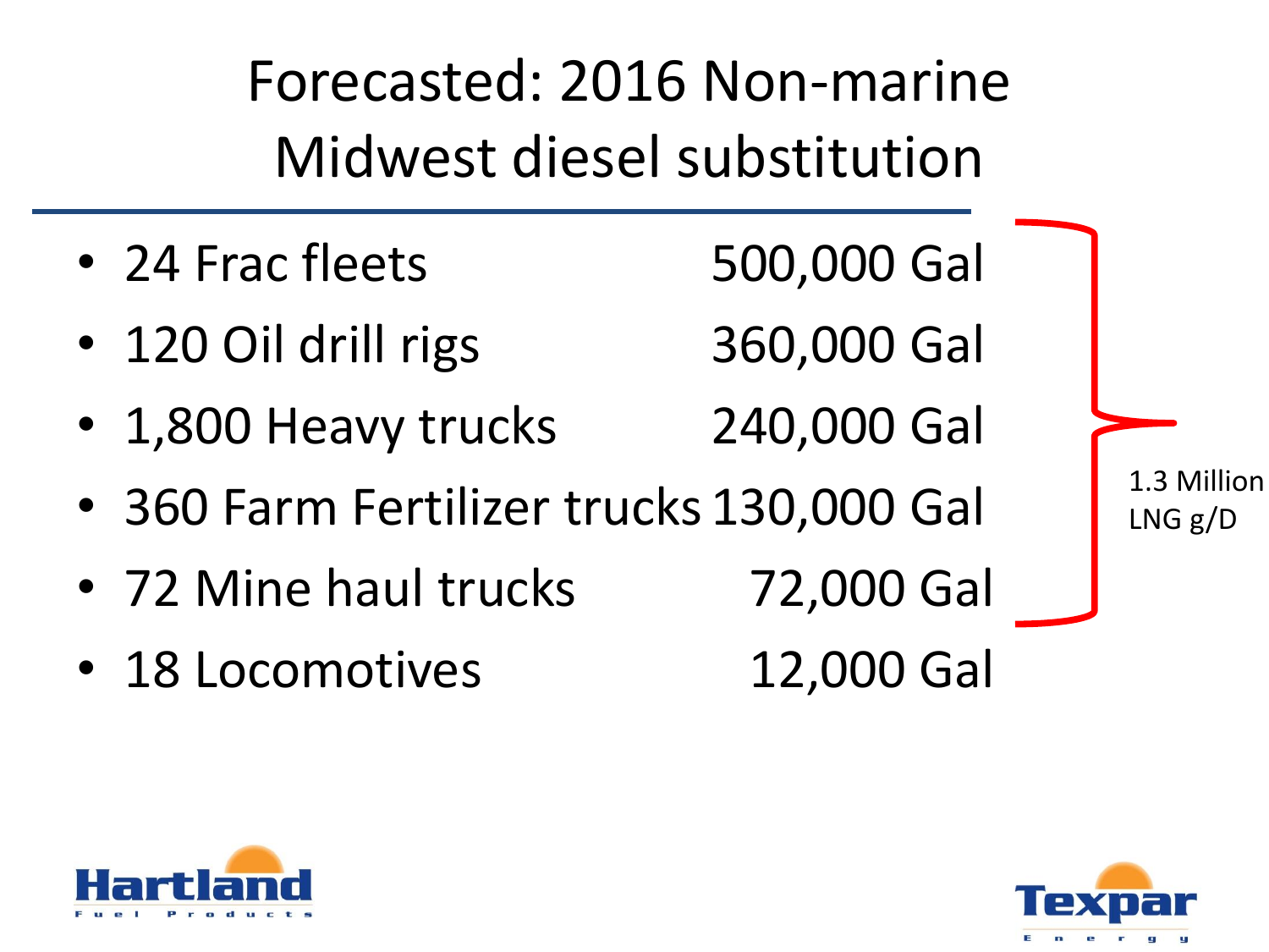# Forecasted: 2016 Non-marine Midwest diesel substitution

- 24 Frac fleets 500,000 Gal
- 120 Oil drill rigs 360,000 Gal
- 1,800 Heavy trucks 240,000 Gal
- 360 Farm Fertilizer trucks 130,000 Gal
- 72 Mine haul trucks 72,000 Gal
- 18 Locomotives 12,000 Gal

1.3 Million LNG g/D

Hartland Fuel Products

Texpar Energy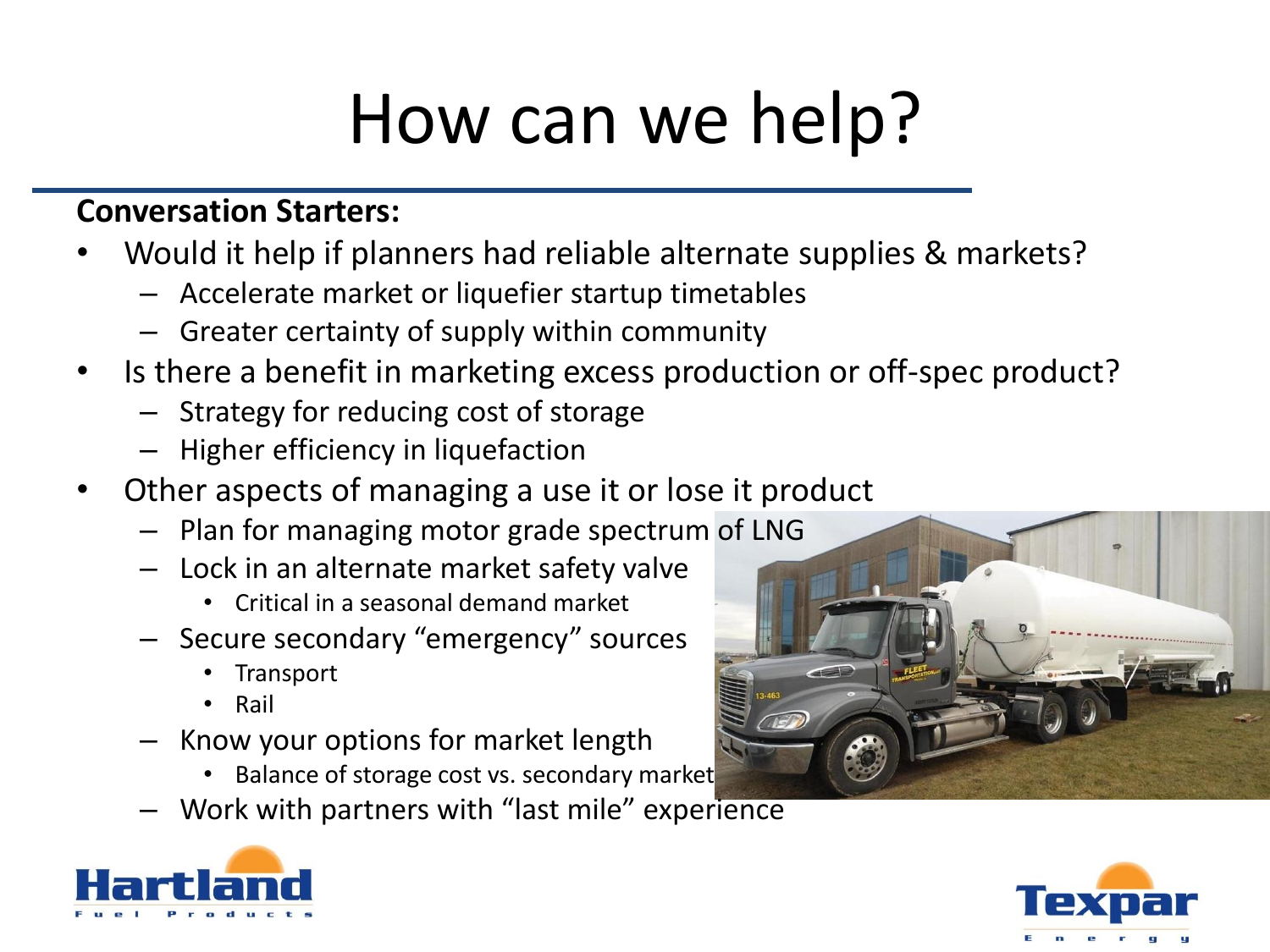# How can we help?

**Conversation Starters:**

- Would it help if planners had reliable alternate supplies & markets?
  - Accelerate market or liquefier startup timetables
  - Greater certainty of supply within community
- Is there a benefit in marketing excess production or off-spec product?
  - Strategy for reducing cost of storage
  - Higher efficiency in liquefaction
- Other aspects of managing a use it or lose it product
  - Plan for managing motor grade spectrum of LNG
  - Lock in an alternate market safety valve
    - Critical in a seasonal demand market
  - Secure secondary "emergency" sources
    - Transport
    - Rail
  - Know your options for market length
    - Balance of storage cost vs. secondary market
  - Work with partners with "last mile" experience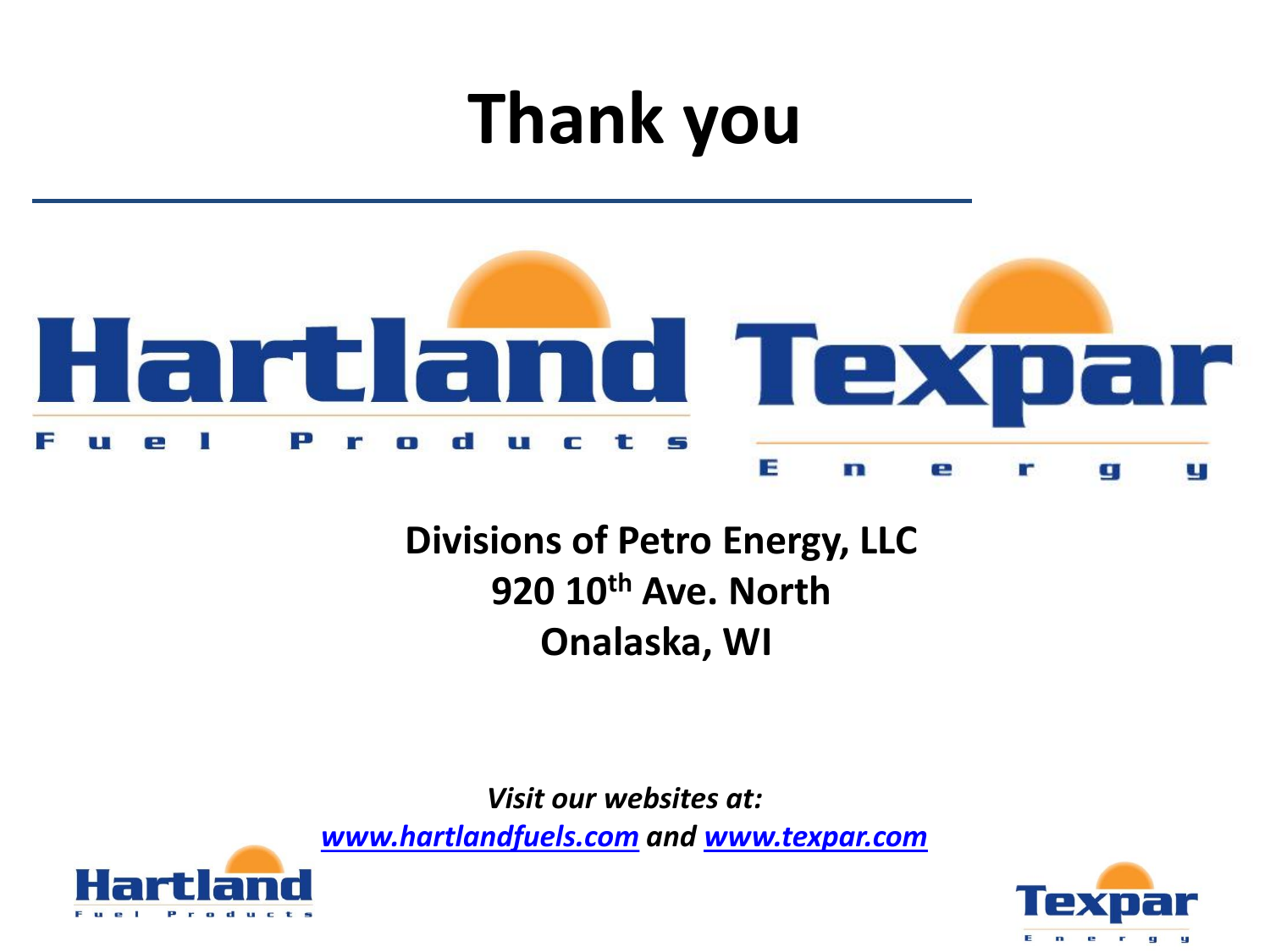# Thank you

Hartland Fuel Products Texpar Energy

**Divisions of Petro Energy, LLC**
**920 10th Ave. North**
**Onalaska, WI**

***Visit our websites at:***
***www.hartlandfuels.com and www.texpar.com***

Hartland Fuel Products

Texpar Energy